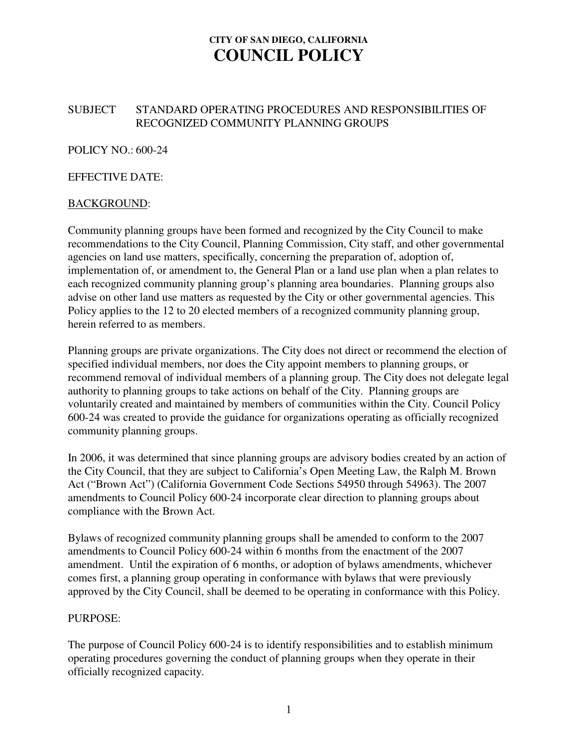**CITY OF SAN DIEGO, CALIFORNIA**

# COUNCIL POLICY

SUBJECT STANDARD OPERATING PROCEDURES AND RESPONSIBILITIES OF RECOGNIZED COMMUNITY PLANNING GROUPS

POLICY NO.: 600-24

EFFECTIVE DATE:

BACKGROUND:

Community planning groups have been formed and recognized by the City Council to make recommendations to the City Council, Planning Commission, City staff, and other governmental agencies on land use matters, specifically, concerning the preparation of, adoption of, implementation of, or amendment to, the General Plan or a land use plan when a plan relates to each recognized community planning group's planning area boundaries. Planning groups also advise on other land use matters as requested by the City or other governmental agencies. This Policy applies to the 12 to 20 elected members of a recognized community planning group, herein referred to as members.

Planning groups are private organizations. The City does not direct or recommend the election of specified individual members, nor does the City appoint members to planning groups, or recommend removal of individual members of a planning group. The City does not delegate legal authority to planning groups to take actions on behalf of the City. Planning groups are voluntarily created and maintained by members of communities within the City. Council Policy 600-24 was created to provide the guidance for organizations operating as officially recognized community planning groups.

In 2006, it was determined that since planning groups are advisory bodies created by an action of the City Council, that they are subject to California's Open Meeting Law, the Ralph M. Brown Act ("Brown Act") (California Government Code Sections 54950 through 54963). The 2007 amendments to Council Policy 600-24 incorporate clear direction to planning groups about compliance with the Brown Act.

Bylaws of recognized community planning groups shall be amended to conform to the 2007 amendments to Council Policy 600-24 within 6 months from the enactment of the 2007 amendment. Until the expiration of 6 months, or adoption of bylaws amendments, whichever comes first, a planning group operating in conformance with bylaws that were previously approved by the City Council, shall be deemed to be operating in conformance with this Policy.

PURPOSE:

The purpose of Council Policy 600-24 is to identify responsibilities and to establish minimum operating procedures governing the conduct of planning groups when they operate in their officially recognized capacity.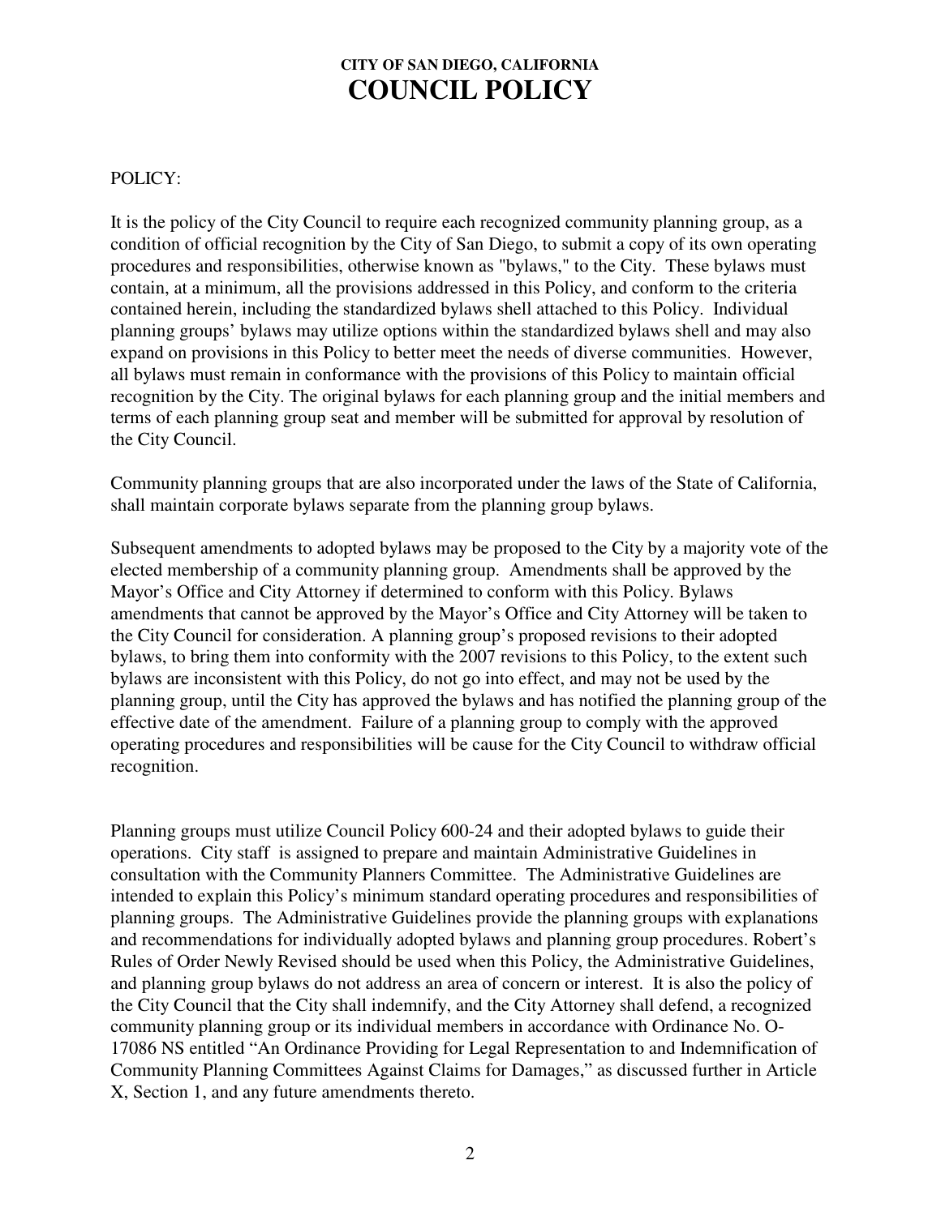# CITY OF SAN DIEGO, CALIFORNIA
# COUNCIL POLICY

POLICY:

It is the policy of the City Council to require each recognized community planning group, as a condition of official recognition by the City of San Diego, to submit a copy of its own operating procedures and responsibilities, otherwise known as "bylaws," to the City. These bylaws must contain, at a minimum, all the provisions addressed in this Policy, and conform to the criteria contained herein, including the standardized bylaws shell attached to this Policy. Individual planning groups' bylaws may utilize options within the standardized bylaws shell and may also expand on provisions in this Policy to better meet the needs of diverse communities. However, all bylaws must remain in conformance with the provisions of this Policy to maintain official recognition by the City. The original bylaws for each planning group and the initial members and terms of each planning group seat and member will be submitted for approval by resolution of the City Council.

Community planning groups that are also incorporated under the laws of the State of California, shall maintain corporate bylaws separate from the planning group bylaws.

Subsequent amendments to adopted bylaws may be proposed to the City by a majority vote of the elected membership of a community planning group. Amendments shall be approved by the Mayor's Office and City Attorney if determined to conform with this Policy. Bylaws amendments that cannot be approved by the Mayor's Office and City Attorney will be taken to the City Council for consideration. A planning group's proposed revisions to their adopted bylaws, to bring them into conformity with the 2007 revisions to this Policy, to the extent such bylaws are inconsistent with this Policy, do not go into effect, and may not be used by the planning group, until the City has approved the bylaws and has notified the planning group of the effective date of the amendment. Failure of a planning group to comply with the approved operating procedures and responsibilities will be cause for the City Council to withdraw official recognition.

Planning groups must utilize Council Policy 600-24 and their adopted bylaws to guide their operations. City staff is assigned to prepare and maintain Administrative Guidelines in consultation with the Community Planners Committee. The Administrative Guidelines are intended to explain this Policy's minimum standard operating procedures and responsibilities of planning groups. The Administrative Guidelines provide the planning groups with explanations and recommendations for individually adopted bylaws and planning group procedures. Robert's Rules of Order Newly Revised should be used when this Policy, the Administrative Guidelines, and planning group bylaws do not address an area of concern or interest. It is also the policy of the City Council that the City shall indemnify, and the City Attorney shall defend, a recognized community planning group or its individual members in accordance with Ordinance No. O-17086 NS entitled "An Ordinance Providing for Legal Representation to and Indemnification of Community Planning Committees Against Claims for Damages," as discussed further in Article X, Section 1, and any future amendments thereto.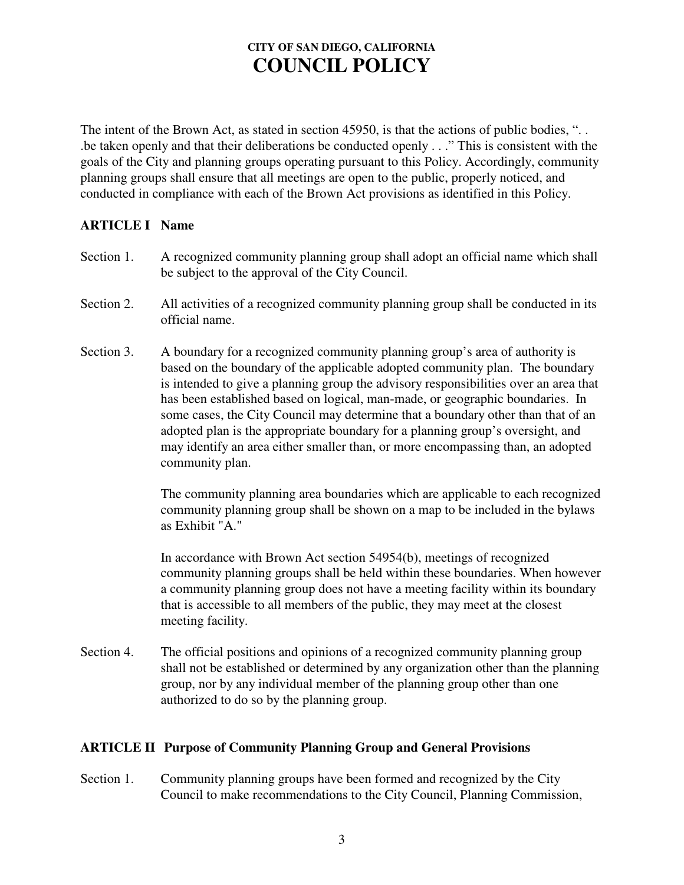# CITY OF SAN DIEGO, CALIFORNIA
# COUNCIL POLICY

The intent of the Brown Act, as stated in section 45950, is that the actions of public bodies, ". . .be taken openly and that their deliberations be conducted openly . . ." This is consistent with the goals of the City and planning groups operating pursuant to this Policy. Accordingly, community planning groups shall ensure that all meetings are open to the public, properly noticed, and conducted in compliance with each of the Brown Act provisions as identified in this Policy.

## ARTICLE I Name

Section 1. A recognized community planning group shall adopt an official name which shall be subject to the approval of the City Council.

Section 2. All activities of a recognized community planning group shall be conducted in its official name.

Section 3. A boundary for a recognized community planning group's area of authority is based on the boundary of the applicable adopted community plan. The boundary is intended to give a planning group the advisory responsibilities over an area that has been established based on logical, man-made, or geographic boundaries. In some cases, the City Council may determine that a boundary other than that of an adopted plan is the appropriate boundary for a planning group's oversight, and may identify an area either smaller than, or more encompassing than, an adopted community plan.

The community planning area boundaries which are applicable to each recognized community planning group shall be shown on a map to be included in the bylaws as Exhibit "A."

In accordance with Brown Act section 54954(b), meetings of recognized community planning groups shall be held within these boundaries. When however a community planning group does not have a meeting facility within its boundary that is accessible to all members of the public, they may meet at the closest meeting facility.

Section 4. The official positions and opinions of a recognized community planning group shall not be established or determined by any organization other than the planning group, nor by any individual member of the planning group other than one authorized to do so by the planning group.

## ARTICLE II Purpose of Community Planning Group and General Provisions

Section 1. Community planning groups have been formed and recognized by the City Council to make recommendations to the City Council, Planning Commission,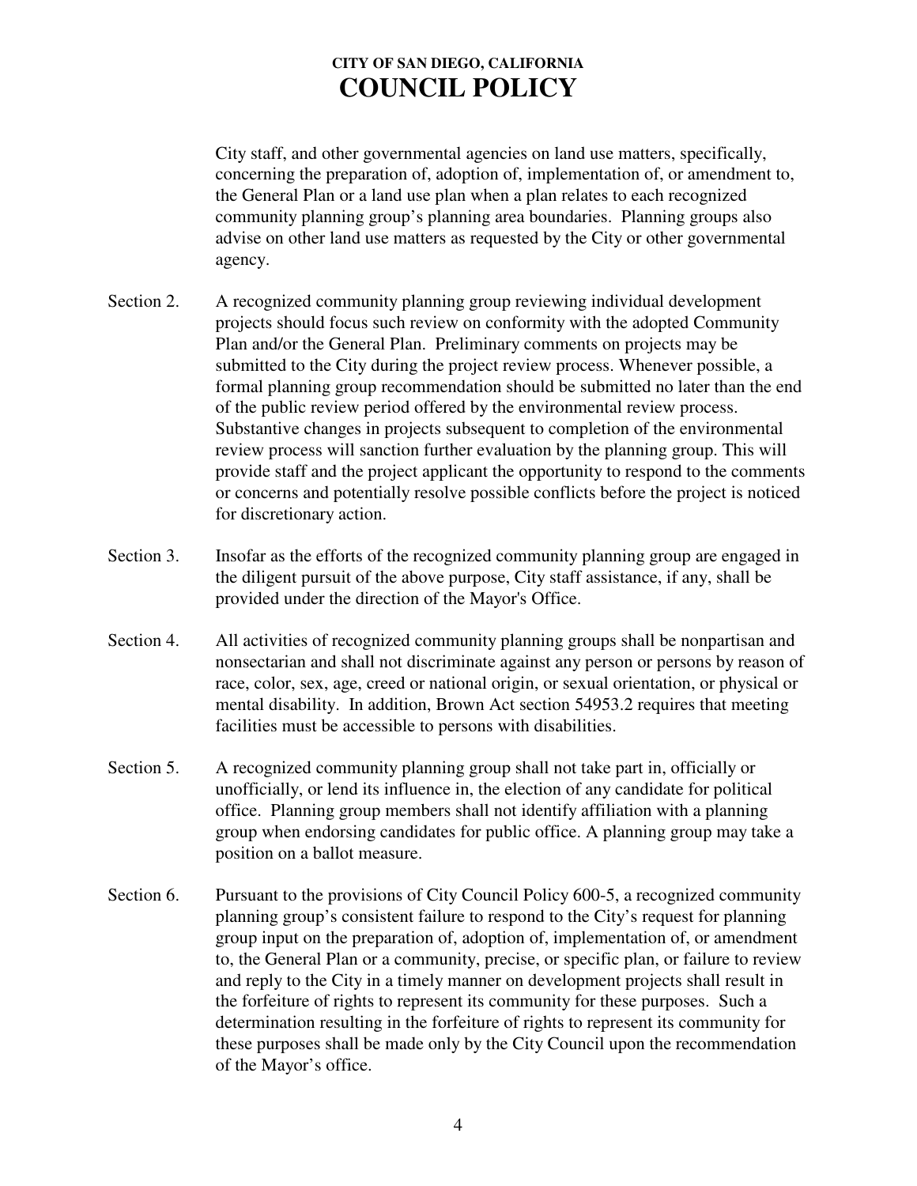City staff, and other governmental agencies on land use matters, specifically, concerning the preparation of, adoption of, implementation of, or amendment to, the General Plan or a land use plan when a plan relates to each recognized community planning group's planning area boundaries. Planning groups also advise on other land use matters as requested by the City or other governmental agency.

Section 2. A recognized community planning group reviewing individual development projects should focus such review on conformity with the adopted Community Plan and/or the General Plan. Preliminary comments on projects may be submitted to the City during the project review process. Whenever possible, a formal planning group recommendation should be submitted no later than the end of the public review period offered by the environmental review process. Substantive changes in projects subsequent to completion of the environmental review process will sanction further evaluation by the planning group. This will provide staff and the project applicant the opportunity to respond to the comments or concerns and potentially resolve possible conflicts before the project is noticed for discretionary action.

Section 3. Insofar as the efforts of the recognized community planning group are engaged in the diligent pursuit of the above purpose, City staff assistance, if any, shall be provided under the direction of the Mayor's Office.

Section 4. All activities of recognized community planning groups shall be nonpartisan and nonsectarian and shall not discriminate against any person or persons by reason of race, color, sex, age, creed or national origin, or sexual orientation, or physical or mental disability. In addition, Brown Act section 54953.2 requires that meeting facilities must be accessible to persons with disabilities.

Section 5. A recognized community planning group shall not take part in, officially or unofficially, or lend its influence in, the election of any candidate for political office. Planning group members shall not identify affiliation with a planning group when endorsing candidates for public office. A planning group may take a position on a ballot measure.

Section 6. Pursuant to the provisions of City Council Policy 600-5, a recognized community planning group's consistent failure to respond to the City's request for planning group input on the preparation of, adoption of, implementation of, or amendment to, the General Plan or a community, precise, or specific plan, or failure to review and reply to the City in a timely manner on development projects shall result in the forfeiture of rights to represent its community for these purposes. Such a determination resulting in the forfeiture of rights to represent its community for these purposes shall be made only by the City Council upon the recommendation of the Mayor's office.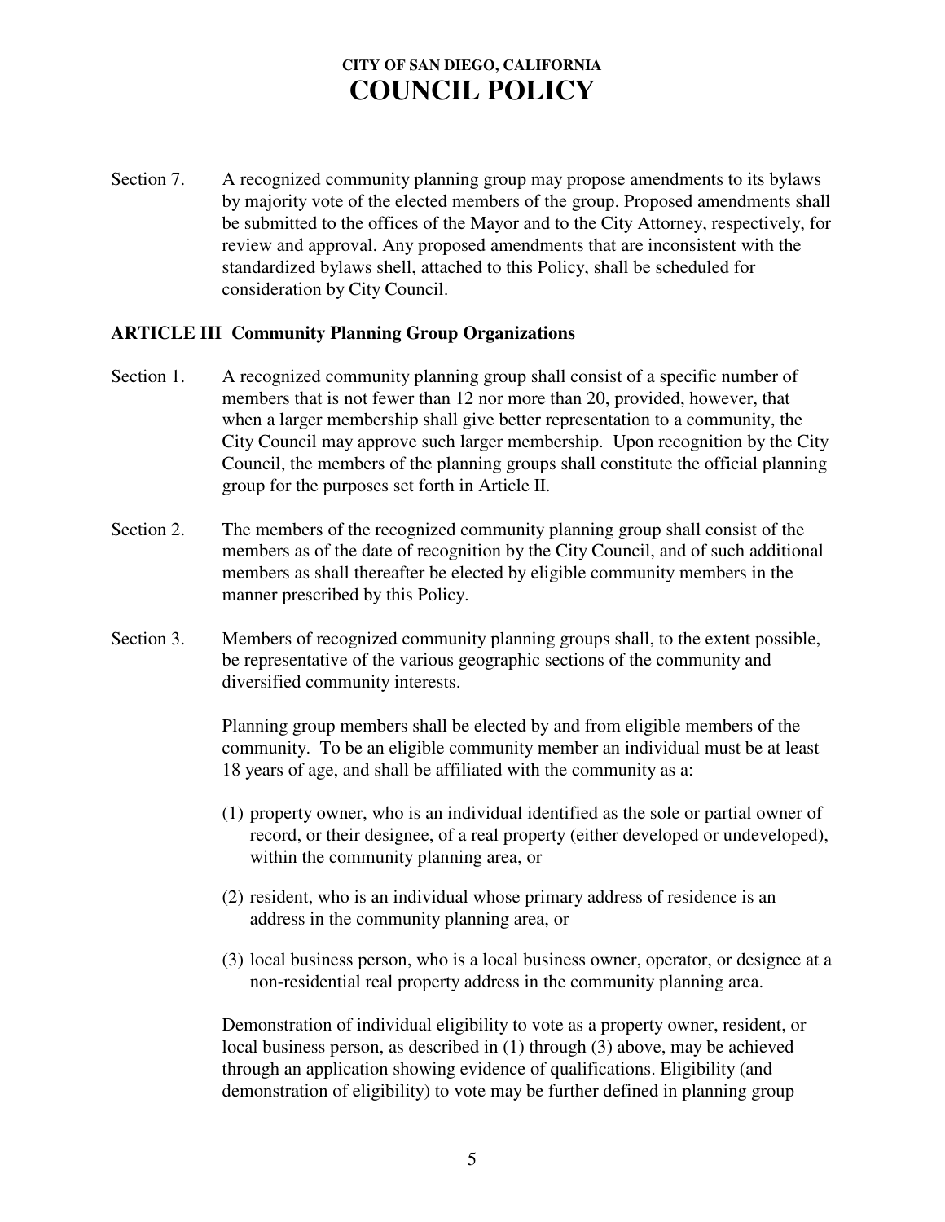Section 7. A recognized community planning group may propose amendments to its bylaws by majority vote of the elected members of the group. Proposed amendments shall be submitted to the offices of the Mayor and to the City Attorney, respectively, for review and approval. Any proposed amendments that are inconsistent with the standardized bylaws shell, attached to this Policy, shall be scheduled for consideration by City Council.

**ARTICLE III Community Planning Group Organizations**

Section 1. A recognized community planning group shall consist of a specific number of members that is not fewer than 12 nor more than 20, provided, however, that when a larger membership shall give better representation to a community, the City Council may approve such larger membership. Upon recognition by the City Council, the members of the planning groups shall constitute the official planning group for the purposes set forth in Article II.

Section 2. The members of the recognized community planning group shall consist of the members as of the date of recognition by the City Council, and of such additional members as shall thereafter be elected by eligible community members in the manner prescribed by this Policy.

Section 3. Members of recognized community planning groups shall, to the extent possible, be representative of the various geographic sections of the community and diversified community interests.

Planning group members shall be elected by and from eligible members of the community. To be an eligible community member an individual must be at least 18 years of age, and shall be affiliated with the community as a:

(1) property owner, who is an individual identified as the sole or partial owner of record, or their designee, of a real property (either developed or undeveloped), within the community planning area, or

(2) resident, who is an individual whose primary address of residence is an address in the community planning area, or

(3) local business person, who is a local business owner, operator, or designee at a non-residential real property address in the community planning area.

Demonstration of individual eligibility to vote as a property owner, resident, or local business person, as described in (1) through (3) above, may be achieved through an application showing evidence of qualifications. Eligibility (and demonstration of eligibility) to vote may be further defined in planning group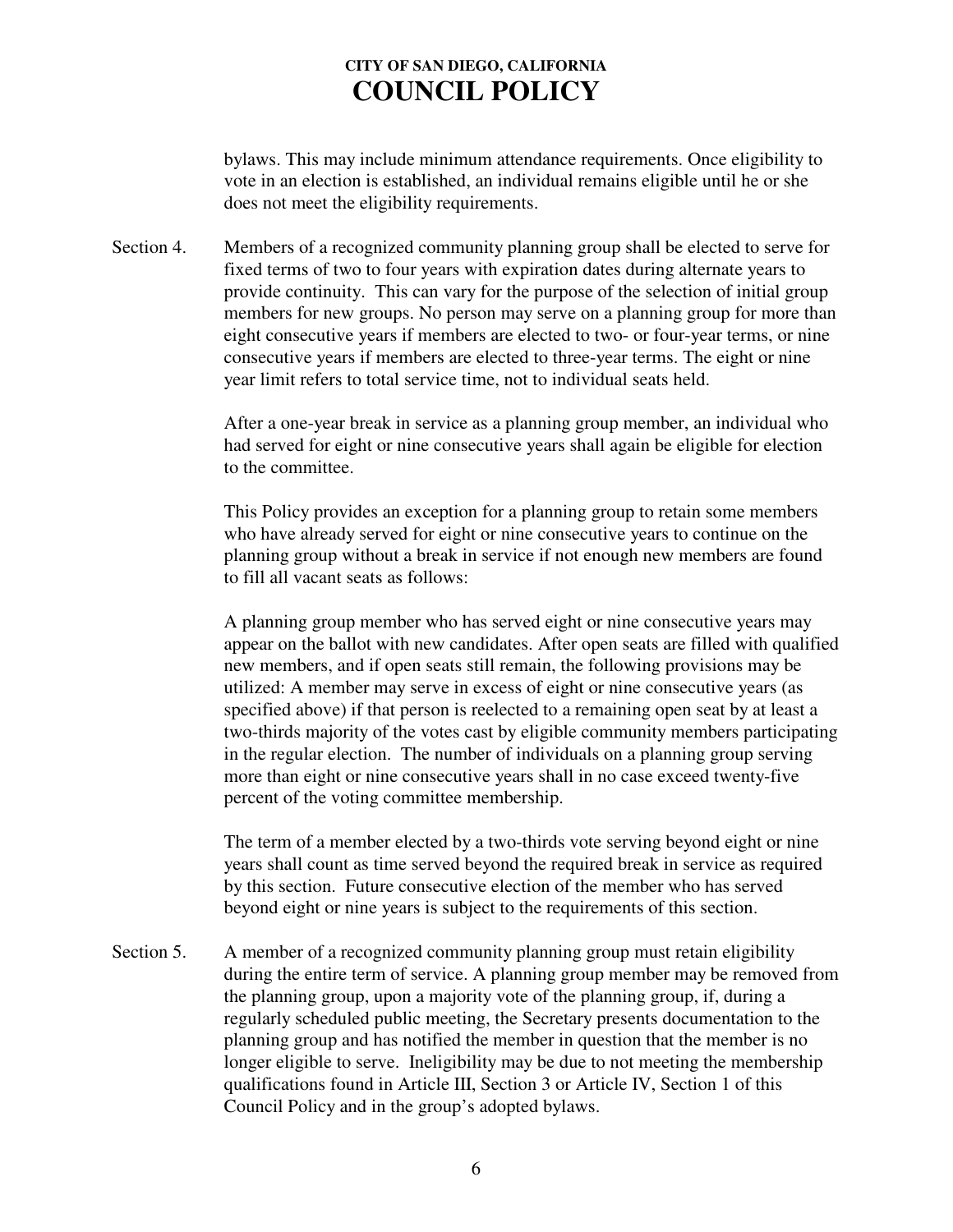bylaws. This may include minimum attendance requirements. Once eligibility to vote in an election is established, an individual remains eligible until he or she does not meet the eligibility requirements.

Section 4. Members of a recognized community planning group shall be elected to serve for fixed terms of two to four years with expiration dates during alternate years to provide continuity. This can vary for the purpose of the selection of initial group members for new groups. No person may serve on a planning group for more than eight consecutive years if members are elected to two- or four-year terms, or nine consecutive years if members are elected to three-year terms. The eight or nine year limit refers to total service time, not to individual seats held.

After a one-year break in service as a planning group member, an individual who had served for eight or nine consecutive years shall again be eligible for election to the committee.

This Policy provides an exception for a planning group to retain some members who have already served for eight or nine consecutive years to continue on the planning group without a break in service if not enough new members are found to fill all vacant seats as follows:

A planning group member who has served eight or nine consecutive years may appear on the ballot with new candidates. After open seats are filled with qualified new members, and if open seats still remain, the following provisions may be utilized: A member may serve in excess of eight or nine consecutive years (as specified above) if that person is reelected to a remaining open seat by at least a two-thirds majority of the votes cast by eligible community members participating in the regular election. The number of individuals on a planning group serving more than eight or nine consecutive years shall in no case exceed twenty-five percent of the voting committee membership.

The term of a member elected by a two-thirds vote serving beyond eight or nine years shall count as time served beyond the required break in service as required by this section. Future consecutive election of the member who has served beyond eight or nine years is subject to the requirements of this section.

Section 5. A member of a recognized community planning group must retain eligibility during the entire term of service. A planning group member may be removed from the planning group, upon a majority vote of the planning group, if, during a regularly scheduled public meeting, the Secretary presents documentation to the planning group and has notified the member in question that the member is no longer eligible to serve. Ineligibility may be due to not meeting the membership qualifications found in Article III, Section 3 or Article IV, Section 1 of this Council Policy and in the group's adopted bylaws.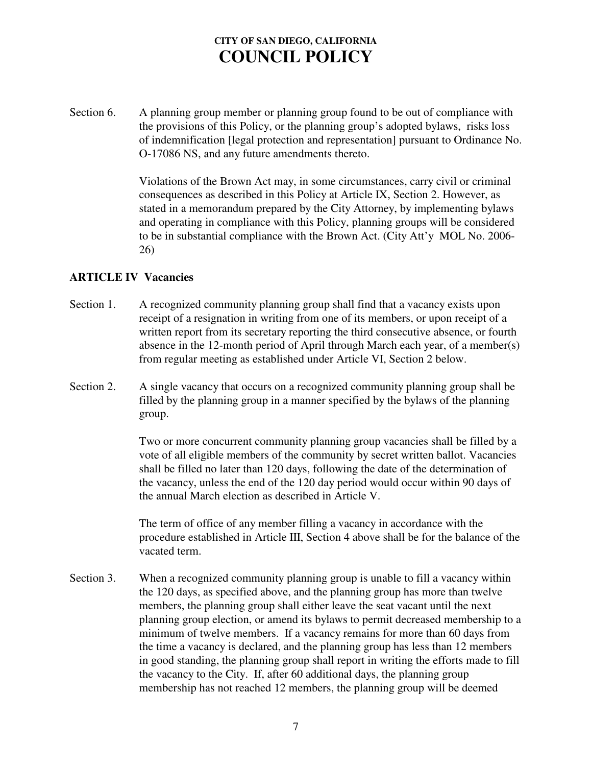Section 6. A planning group member or planning group found to be out of compliance with the provisions of this Policy, or the planning group's adopted bylaws, risks loss of indemnification [legal protection and representation] pursuant to Ordinance No. O-17086 NS, and any future amendments thereto.

Violations of the Brown Act may, in some circumstances, carry civil or criminal consequences as described in this Policy at Article IX, Section 2. However, as stated in a memorandum prepared by the City Attorney, by implementing bylaws and operating in compliance with this Policy, planning groups will be considered to be in substantial compliance with the Brown Act. (City Att'y MOL No. 2006-26)

**ARTICLE IV Vacancies**

Section 1. A recognized community planning group shall find that a vacancy exists upon receipt of a resignation in writing from one of its members, or upon receipt of a written report from its secretary reporting the third consecutive absence, or fourth absence in the 12-month period of April through March each year, of a member(s) from regular meeting as established under Article VI, Section 2 below.

Section 2. A single vacancy that occurs on a recognized community planning group shall be filled by the planning group in a manner specified by the bylaws of the planning group.

Two or more concurrent community planning group vacancies shall be filled by a vote of all eligible members of the community by secret written ballot. Vacancies shall be filled no later than 120 days, following the date of the determination of the vacancy, unless the end of the 120 day period would occur within 90 days of the annual March election as described in Article V.

The term of office of any member filling a vacancy in accordance with the procedure established in Article III, Section 4 above shall be for the balance of the vacated term.

Section 3. When a recognized community planning group is unable to fill a vacancy within the 120 days, as specified above, and the planning group has more than twelve members, the planning group shall either leave the seat vacant until the next planning group election, or amend its bylaws to permit decreased membership to a minimum of twelve members. If a vacancy remains for more than 60 days from the time a vacancy is declared, and the planning group has less than 12 members in good standing, the planning group shall report in writing the efforts made to fill the vacancy to the City. If, after 60 additional days, the planning group membership has not reached 12 members, the planning group will be deemed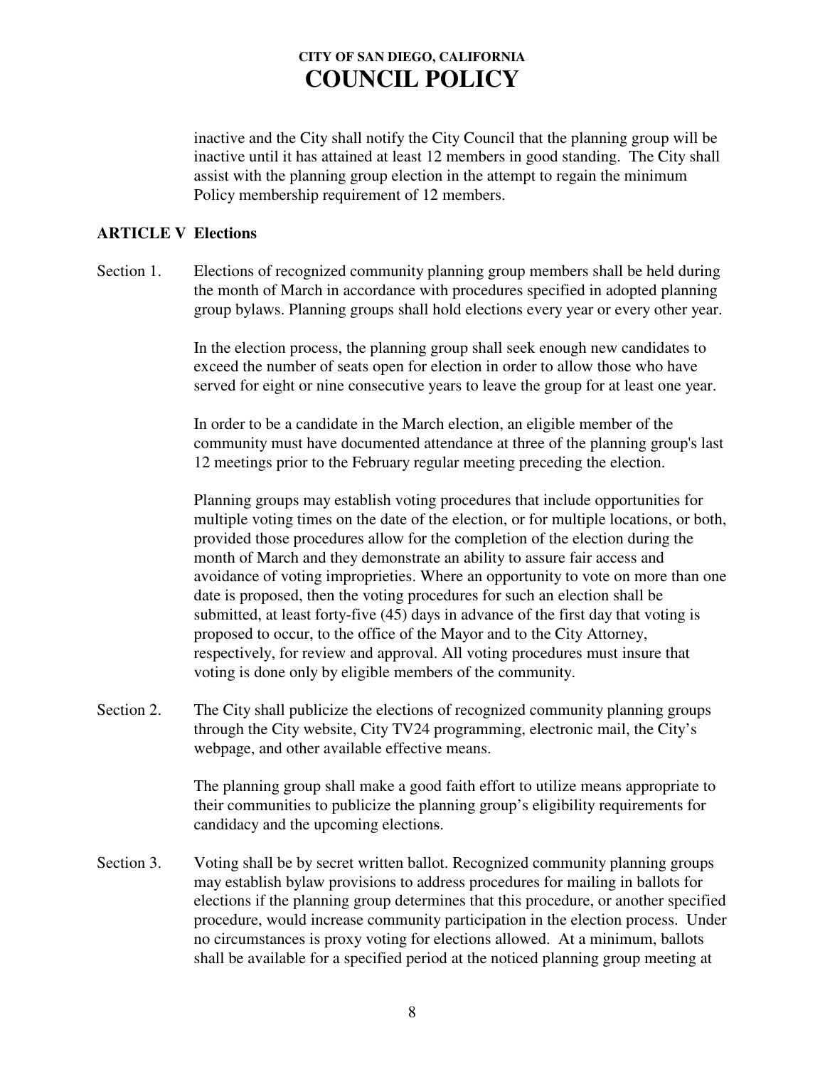inactive and the City shall notify the City Council that the planning group will be inactive until it has attained at least 12 members in good standing. The City shall assist with the planning group election in the attempt to regain the minimum Policy membership requirement of 12 members.

## ARTICLE V Elections

Section 1. Elections of recognized community planning group members shall be held during the month of March in accordance with procedures specified in adopted planning group bylaws. Planning groups shall hold elections every year or every other year.

In the election process, the planning group shall seek enough new candidates to exceed the number of seats open for election in order to allow those who have served for eight or nine consecutive years to leave the group for at least one year.

In order to be a candidate in the March election, an eligible member of the community must have documented attendance at three of the planning group's last 12 meetings prior to the February regular meeting preceding the election.

Planning groups may establish voting procedures that include opportunities for multiple voting times on the date of the election, or for multiple locations, or both, provided those procedures allow for the completion of the election during the month of March and they demonstrate an ability to assure fair access and avoidance of voting improprieties. Where an opportunity to vote on more than one date is proposed, then the voting procedures for such an election shall be submitted, at least forty-five (45) days in advance of the first day that voting is proposed to occur, to the office of the Mayor and to the City Attorney, respectively, for review and approval. All voting procedures must insure that voting is done only by eligible members of the community.

Section 2. The City shall publicize the elections of recognized community planning groups through the City website, City TV24 programming, electronic mail, the City's webpage, and other available effective means.

The planning group shall make a good faith effort to utilize means appropriate to their communities to publicize the planning group's eligibility requirements for candidacy and the upcoming elections.

Section 3. Voting shall be by secret written ballot. Recognized community planning groups may establish bylaw provisions to address procedures for mailing in ballots for elections if the planning group determines that this procedure, or another specified procedure, would increase community participation in the election process. Under no circumstances is proxy voting for elections allowed. At a minimum, ballots shall be available for a specified period at the noticed planning group meeting at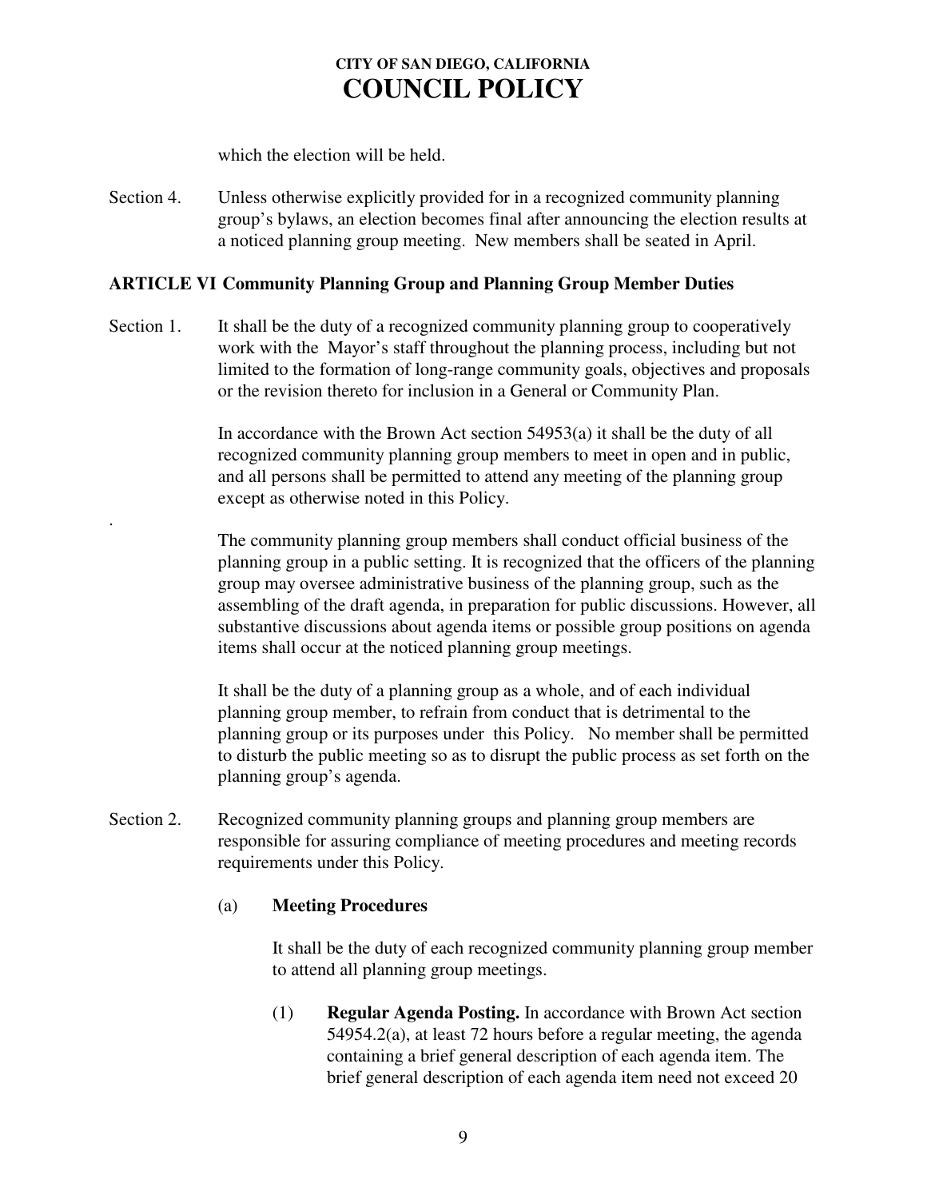which the election will be held.

Section 4. Unless otherwise explicitly provided for in a recognized community planning group's bylaws, an election becomes final after announcing the election results at a noticed planning group meeting. New members shall be seated in April.

**ARTICLE VI Community Planning Group and Planning Group Member Duties**

Section 1. It shall be the duty of a recognized community planning group to cooperatively work with the Mayor's staff throughout the planning process, including but not limited to the formation of long-range community goals, objectives and proposals or the revision thereto for inclusion in a General or Community Plan.

In accordance with the Brown Act section 54953(a) it shall be the duty of all recognized community planning group members to meet in open and in public, and all persons shall be permitted to attend any meeting of the planning group except as otherwise noted in this Policy.

The community planning group members shall conduct official business of the planning group in a public setting. It is recognized that the officers of the planning group may oversee administrative business of the planning group, such as the assembling of the draft agenda, in preparation for public discussions. However, all substantive discussions about agenda items or possible group positions on agenda items shall occur at the noticed planning group meetings.

It shall be the duty of a planning group as a whole, and of each individual planning group member, to refrain from conduct that is detrimental to the planning group or its purposes under this Policy. No member shall be permitted to disturb the public meeting so as to disrupt the public process as set forth on the planning group's agenda.

Section 2. Recognized community planning groups and planning group members are responsible for assuring compliance of meeting procedures and meeting records requirements under this Policy.

(a) **Meeting Procedures**

It shall be the duty of each recognized community planning group member to attend all planning group meetings.

(1) **Regular Agenda Posting.** In accordance with Brown Act section 54954.2(a), at least 72 hours before a regular meeting, the agenda containing a brief general description of each agenda item. The brief general description of each agenda item need not exceed 20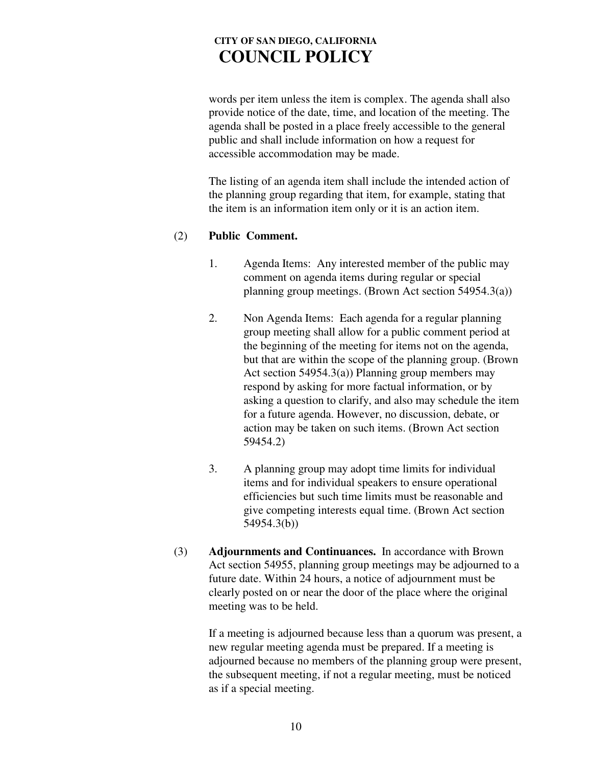words per item unless the item is complex. The agenda shall also provide notice of the date, time, and location of the meeting. The agenda shall be posted in a place freely accessible to the general public and shall include information on how a request for accessible accommodation may be made.

The listing of an agenda item shall include the intended action of the planning group regarding that item, for example, stating that the item is an information item only or it is an action item.

(2) **Public Comment.**

1. Agenda Items: Any interested member of the public may comment on agenda items during regular or special planning group meetings. (Brown Act section 54954.3(a))

2. Non Agenda Items: Each agenda for a regular planning group meeting shall allow for a public comment period at the beginning of the meeting for items not on the agenda, but that are within the scope of the planning group. (Brown Act section 54954.3(a)) Planning group members may respond by asking for more factual information, or by asking a question to clarify, and also may schedule the item for a future agenda. However, no discussion, debate, or action may be taken on such items. (Brown Act section 59454.2)

3. A planning group may adopt time limits for individual items and for individual speakers to ensure operational efficiencies but such time limits must be reasonable and give competing interests equal time. (Brown Act section 54954.3(b))

(3) **Adjournments and Continuances.** In accordance with Brown Act section 54955, planning group meetings may be adjourned to a future date. Within 24 hours, a notice of adjournment must be clearly posted on or near the door of the place where the original meeting was to be held.

If a meeting is adjourned because less than a quorum was present, a new regular meeting agenda must be prepared. If a meeting is adjourned because no members of the planning group were present, the subsequent meeting, if not a regular meeting, must be noticed as if a special meeting.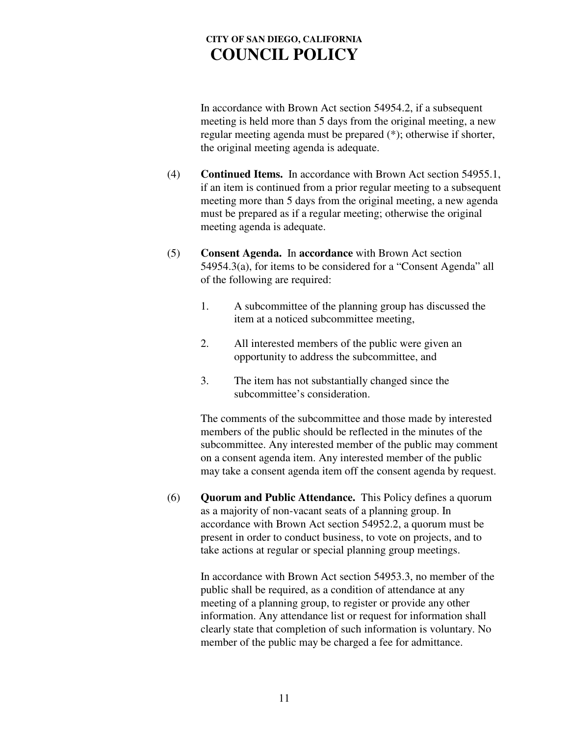In accordance with Brown Act section 54954.2, if a subsequent meeting is held more than 5 days from the original meeting, a new regular meeting agenda must be prepared (*); otherwise if shorter, the original meeting agenda is adequate.

(4) **Continued Items.** In accordance with Brown Act section 54955.1, if an item is continued from a prior regular meeting to a subsequent meeting more than 5 days from the original meeting, a new agenda must be prepared as if a regular meeting; otherwise the original meeting agenda is adequate.

(5) **Consent Agenda.** In **accordance** with Brown Act section 54954.3(a), for items to be considered for a "Consent Agenda" all of the following are required:

1. A subcommittee of the planning group has discussed the item at a noticed subcommittee meeting,
2. All interested members of the public were given an opportunity to address the subcommittee, and
3. The item has not substantially changed since the subcommittee's consideration.

The comments of the subcommittee and those made by interested members of the public should be reflected in the minutes of the subcommittee. Any interested member of the public may comment on a consent agenda item. Any interested member of the public may take a consent agenda item off the consent agenda by request.

(6) **Quorum and Public Attendance.** This Policy defines a quorum as a majority of non-vacant seats of a planning group. In accordance with Brown Act section 54952.2, a quorum must be present in order to conduct business, to vote on projects, and to take actions at regular or special planning group meetings.

In accordance with Brown Act section 54953.3, no member of the public shall be required, as a condition of attendance at any meeting of a planning group, to register or provide any other information. Any attendance list or request for information shall clearly state that completion of such information is voluntary. No member of the public may be charged a fee for admittance.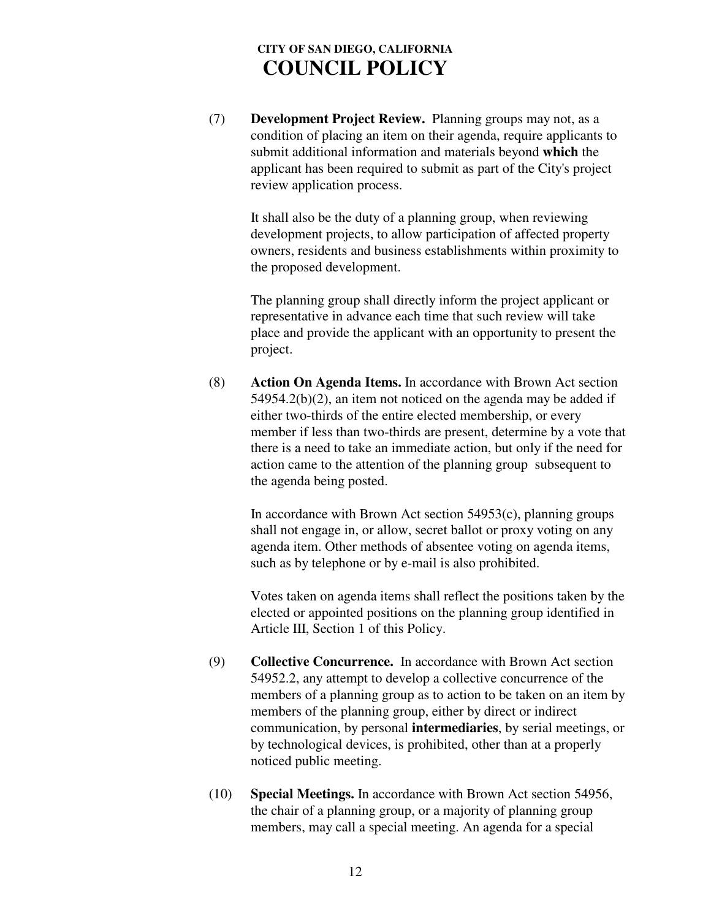(7) **Development Project Review.** Planning groups may not, as a condition of placing an item on their agenda, require applicants to submit additional information and materials beyond **which** the applicant has been required to submit as part of the City's project review application process.

It shall also be the duty of a planning group, when reviewing development projects, to allow participation of affected property owners, residents and business establishments within proximity to the proposed development.

The planning group shall directly inform the project applicant or representative in advance each time that such review will take place and provide the applicant with an opportunity to present the project.

(8) **Action On Agenda Items.** In accordance with Brown Act section 54954.2(b)(2), an item not noticed on the agenda may be added if either two-thirds of the entire elected membership, or every member if less than two-thirds are present, determine by a vote that there is a need to take an immediate action, but only if the need for action came to the attention of the planning group subsequent to the agenda being posted.

In accordance with Brown Act section 54953(c), planning groups shall not engage in, or allow, secret ballot or proxy voting on any agenda item. Other methods of absentee voting on agenda items, such as by telephone or by e-mail is also prohibited.

Votes taken on agenda items shall reflect the positions taken by the elected or appointed positions on the planning group identified in Article III, Section 1 of this Policy.

(9) **Collective Concurrence.** In accordance with Brown Act section 54952.2, any attempt to develop a collective concurrence of the members of a planning group as to action to be taken on an item by members of the planning group, either by direct or indirect communication, by personal **intermediaries**, by serial meetings, or by technological devices, is prohibited, other than at a properly noticed public meeting.

(10) **Special Meetings.** In accordance with Brown Act section 54956, the chair of a planning group, or a majority of planning group members, may call a special meeting. An agenda for a special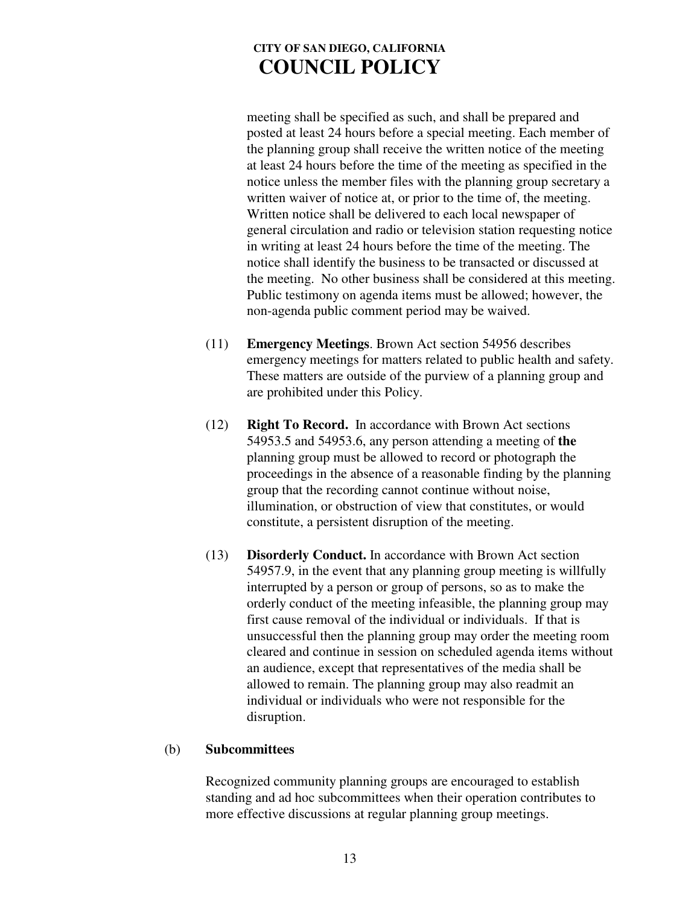meeting shall be specified as such, and shall be prepared and posted at least 24 hours before a special meeting. Each member of the planning group shall receive the written notice of the meeting at least 24 hours before the time of the meeting as specified in the notice unless the member files with the planning group secretary a written waiver of notice at, or prior to the time of, the meeting. Written notice shall be delivered to each local newspaper of general circulation and radio or television station requesting notice in writing at least 24 hours before the time of the meeting. The notice shall identify the business to be transacted or discussed at the meeting. No other business shall be considered at this meeting. Public testimony on agenda items must be allowed; however, the non-agenda public comment period may be waived.

(11) **Emergency Meetings**. Brown Act section 54956 describes emergency meetings for matters related to public health and safety. These matters are outside of the purview of a planning group and are prohibited under this Policy.

(12) **Right To Record.** In accordance with Brown Act sections 54953.5 and 54953.6, any person attending a meeting of **the** planning group must be allowed to record or photograph the proceedings in the absence of a reasonable finding by the planning group that the recording cannot continue without noise, illumination, or obstruction of view that constitutes, or would constitute, a persistent disruption of the meeting.

(13) **Disorderly Conduct.** In accordance with Brown Act section 54957.9, in the event that any planning group meeting is willfully interrupted by a person or group of persons, so as to make the orderly conduct of the meeting infeasible, the planning group may first cause removal of the individual or individuals. If that is unsuccessful then the planning group may order the meeting room cleared and continue in session on scheduled agenda items without an audience, except that representatives of the media shall be allowed to remain. The planning group may also readmit an individual or individuals who were not responsible for the disruption.

(b) **Subcommittees**

Recognized community planning groups are encouraged to establish standing and ad hoc subcommittees when their operation contributes to more effective discussions at regular planning group meetings.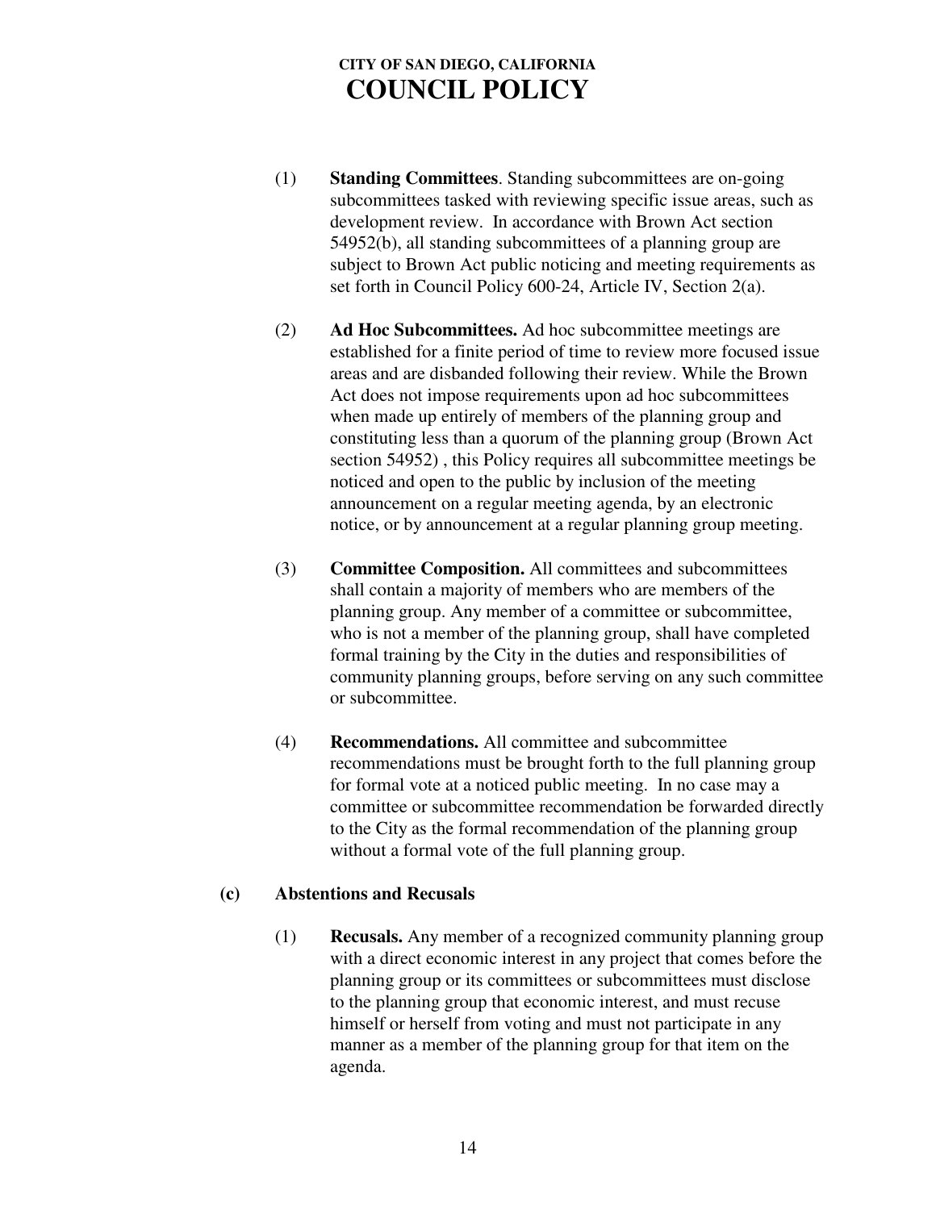(1) **Standing Committees**. Standing subcommittees are on-going subcommittees tasked with reviewing specific issue areas, such as development review. In accordance with Brown Act section 54952(b), all standing subcommittees of a planning group are subject to Brown Act public noticing and meeting requirements as set forth in Council Policy 600-24, Article IV, Section 2(a).

(2) **Ad Hoc Subcommittees.** Ad hoc subcommittee meetings are established for a finite period of time to review more focused issue areas and are disbanded following their review. While the Brown Act does not impose requirements upon ad hoc subcommittees when made up entirely of members of the planning group and constituting less than a quorum of the planning group (Brown Act section 54952) , this Policy requires all subcommittee meetings be noticed and open to the public by inclusion of the meeting announcement on a regular meeting agenda, by an electronic notice, or by announcement at a regular planning group meeting.

(3) **Committee Composition.** All committees and subcommittees shall contain a majority of members who are members of the planning group. Any member of a committee or subcommittee, who is not a member of the planning group, shall have completed formal training by the City in the duties and responsibilities of community planning groups, before serving on any such committee or subcommittee.

(4) **Recommendations.** All committee and subcommittee recommendations must be brought forth to the full planning group for formal vote at a noticed public meeting. In no case may a committee or subcommittee recommendation be forwarded directly to the City as the formal recommendation of the planning group without a formal vote of the full planning group.

**(c) Abstentions and Recusals**

(1) **Recusals.** Any member of a recognized community planning group with a direct economic interest in any project that comes before the planning group or its committees or subcommittees must disclose to the planning group that economic interest, and must recuse himself or herself from voting and must not participate in any manner as a member of the planning group for that item on the agenda.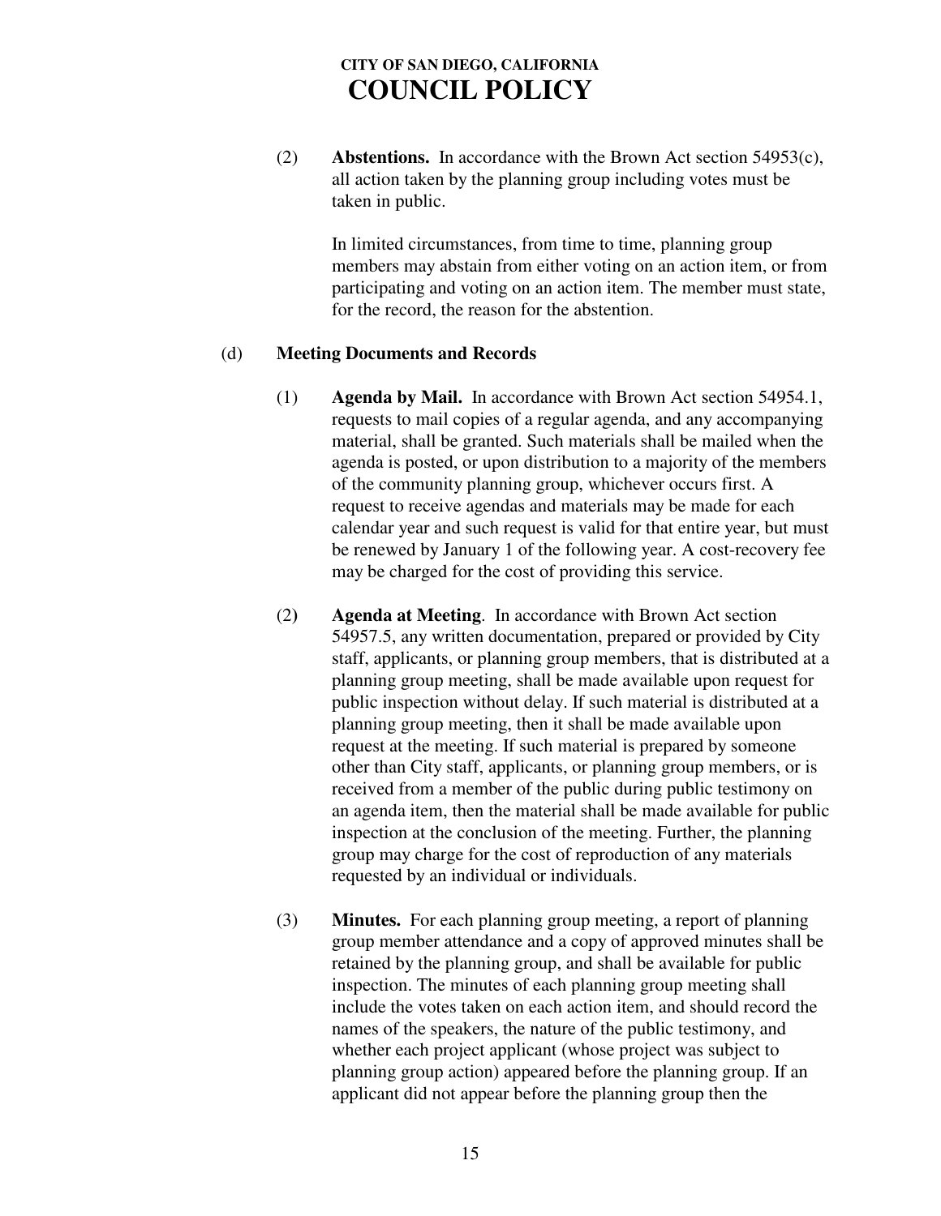(2) **Abstentions.** In accordance with the Brown Act section 54953(c), all action taken by the planning group including votes must be taken in public.

In limited circumstances, from time to time, planning group members may abstain from either voting on an action item, or from participating and voting on an action item. The member must state, for the record, the reason for the abstention.

(d) **Meeting Documents and Records**

(1) **Agenda by Mail.** In accordance with Brown Act section 54954.1, requests to mail copies of a regular agenda, and any accompanying material, shall be granted. Such materials shall be mailed when the agenda is posted, or upon distribution to a majority of the members of the community planning group, whichever occurs first. A request to receive agendas and materials may be made for each calendar year and such request is valid for that entire year, but must be renewed by January 1 of the following year. A cost-recovery fee may be charged for the cost of providing this service.

(2) **Agenda at Meeting**. In accordance with Brown Act section 54957.5, any written documentation, prepared or provided by City staff, applicants, or planning group members, that is distributed at a planning group meeting, shall be made available upon request for public inspection without delay. If such material is distributed at a planning group meeting, then it shall be made available upon request at the meeting. If such material is prepared by someone other than City staff, applicants, or planning group members, or is received from a member of the public during public testimony on an agenda item, then the material shall be made available for public inspection at the conclusion of the meeting. Further, the planning group may charge for the cost of reproduction of any materials requested by an individual or individuals.

(3) **Minutes.** For each planning group meeting, a report of planning group member attendance and a copy of approved minutes shall be retained by the planning group, and shall be available for public inspection. The minutes of each planning group meeting shall include the votes taken on each action item, and should record the names of the speakers, the nature of the public testimony, and whether each project applicant (whose project was subject to planning group action) appeared before the planning group. If an applicant did not appear before the planning group then the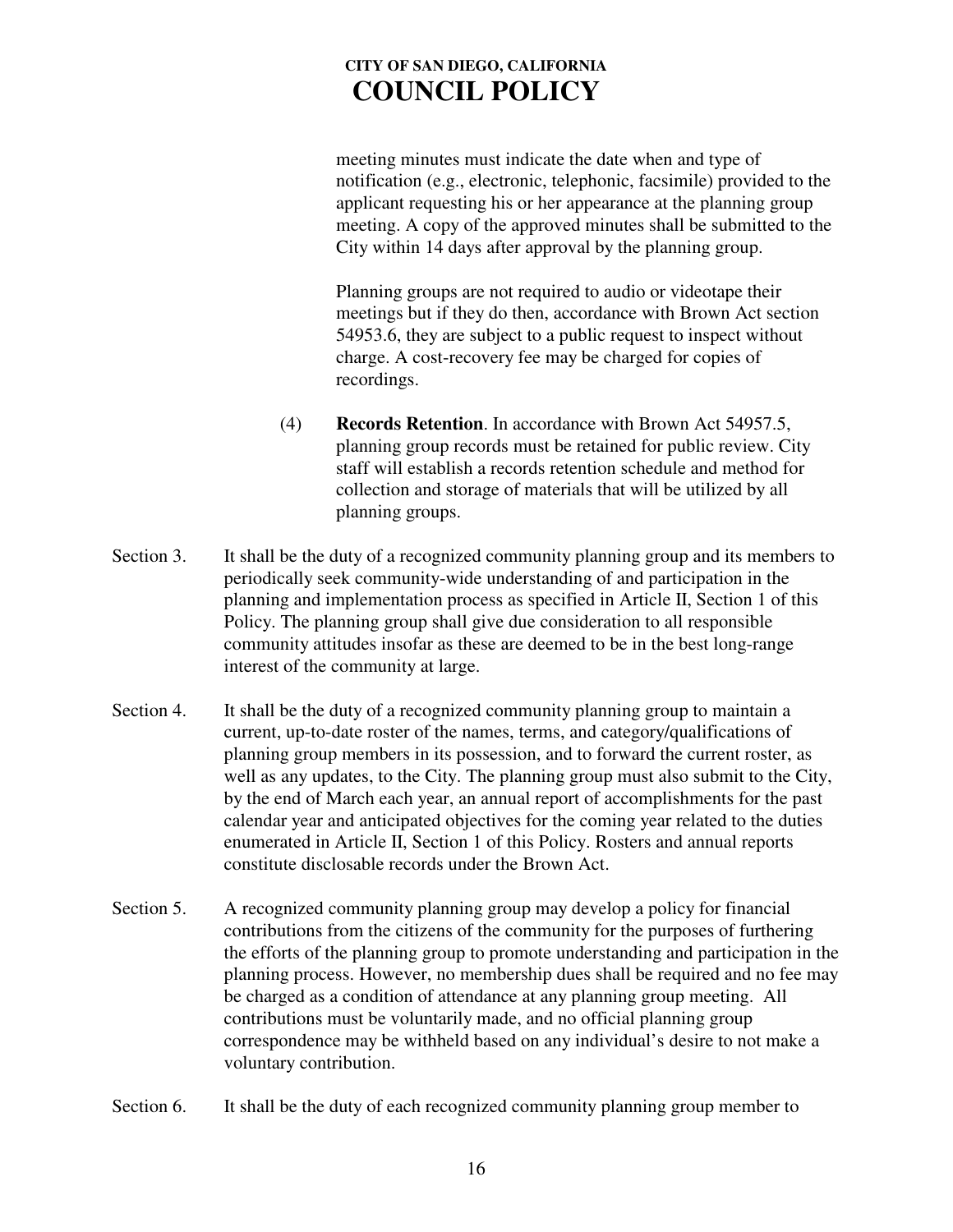meeting minutes must indicate the date when and type of notification (e.g., electronic, telephonic, facsimile) provided to the applicant requesting his or her appearance at the planning group meeting. A copy of the approved minutes shall be submitted to the City within 14 days after approval by the planning group.

Planning groups are not required to audio or videotape their meetings but if they do then, accordance with Brown Act section 54953.6, they are subject to a public request to inspect without charge. A cost-recovery fee may be charged for copies of recordings.

(4) **Records Retention**. In accordance with Brown Act 54957.5, planning group records must be retained for public review. City staff will establish a records retention schedule and method for collection and storage of materials that will be utilized by all planning groups.

Section 3. It shall be the duty of a recognized community planning group and its members to periodically seek community-wide understanding of and participation in the planning and implementation process as specified in Article II, Section 1 of this Policy. The planning group shall give due consideration to all responsible community attitudes insofar as these are deemed to be in the best long-range interest of the community at large.

Section 4. It shall be the duty of a recognized community planning group to maintain a current, up-to-date roster of the names, terms, and category/qualifications of planning group members in its possession, and to forward the current roster, as well as any updates, to the City. The planning group must also submit to the City, by the end of March each year, an annual report of accomplishments for the past calendar year and anticipated objectives for the coming year related to the duties enumerated in Article II, Section 1 of this Policy. Rosters and annual reports constitute disclosable records under the Brown Act.

Section 5. A recognized community planning group may develop a policy for financial contributions from the citizens of the community for the purposes of furthering the efforts of the planning group to promote understanding and participation in the planning process. However, no membership dues shall be required and no fee may be charged as a condition of attendance at any planning group meeting. All contributions must be voluntarily made, and no official planning group correspondence may be withheld based on any individual's desire to not make a voluntary contribution.

Section 6. It shall be the duty of each recognized community planning group member to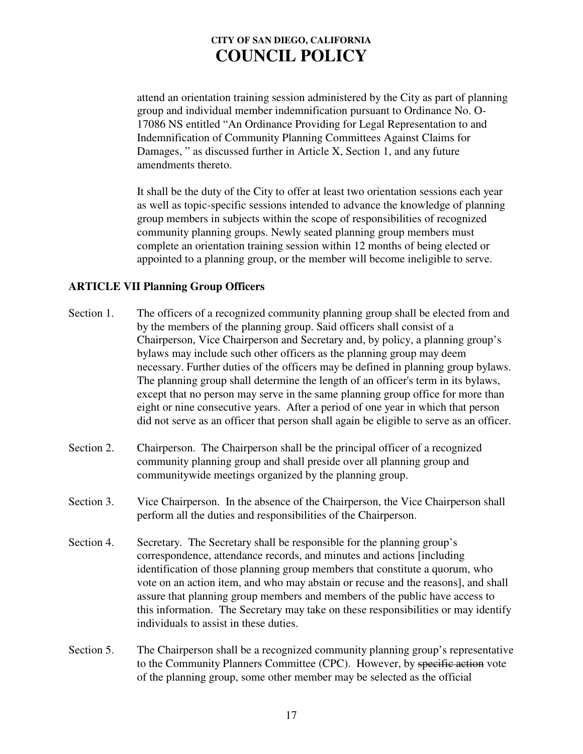attend an orientation training session administered by the City as part of planning group and individual member indemnification pursuant to Ordinance No. O-17086 NS entitled "An Ordinance Providing for Legal Representation to and Indemnification of Community Planning Committees Against Claims for Damages, " as discussed further in Article X, Section 1, and any future amendments thereto.

It shall be the duty of the City to offer at least two orientation sessions each year as well as topic-specific sessions intended to advance the knowledge of planning group members in subjects within the scope of responsibilities of recognized community planning groups. Newly seated planning group members must complete an orientation training session within 12 months of being elected or appointed to a planning group, or the member will become ineligible to serve.

**ARTICLE VII Planning Group Officers**

Section 1. The officers of a recognized community planning group shall be elected from and by the members of the planning group. Said officers shall consist of a Chairperson, Vice Chairperson and Secretary and, by policy, a planning group's bylaws may include such other officers as the planning group may deem necessary. Further duties of the officers may be defined in planning group bylaws. The planning group shall determine the length of an officer's term in its bylaws, except that no person may serve in the same planning group office for more than eight or nine consecutive years. After a period of one year in which that person did not serve as an officer that person shall again be eligible to serve as an officer.

Section 2. Chairperson. The Chairperson shall be the principal officer of a recognized community planning group and shall preside over all planning group and communitywide meetings organized by the planning group.

Section 3. Vice Chairperson. In the absence of the Chairperson, the Vice Chairperson shall perform all the duties and responsibilities of the Chairperson.

Section 4. Secretary. The Secretary shall be responsible for the planning group's correspondence, attendance records, and minutes and actions [including identification of those planning group members that constitute a quorum, who vote on an action item, and who may abstain or recuse and the reasons], and shall assure that planning group members and members of the public have access to this information. The Secretary may take on these responsibilities or may identify individuals to assist in these duties.

Section 5. The Chairperson shall be a recognized community planning group's representative to the Community Planners Committee (CPC). However, by ~~specific action~~ vote of the planning group, some other member may be selected as the official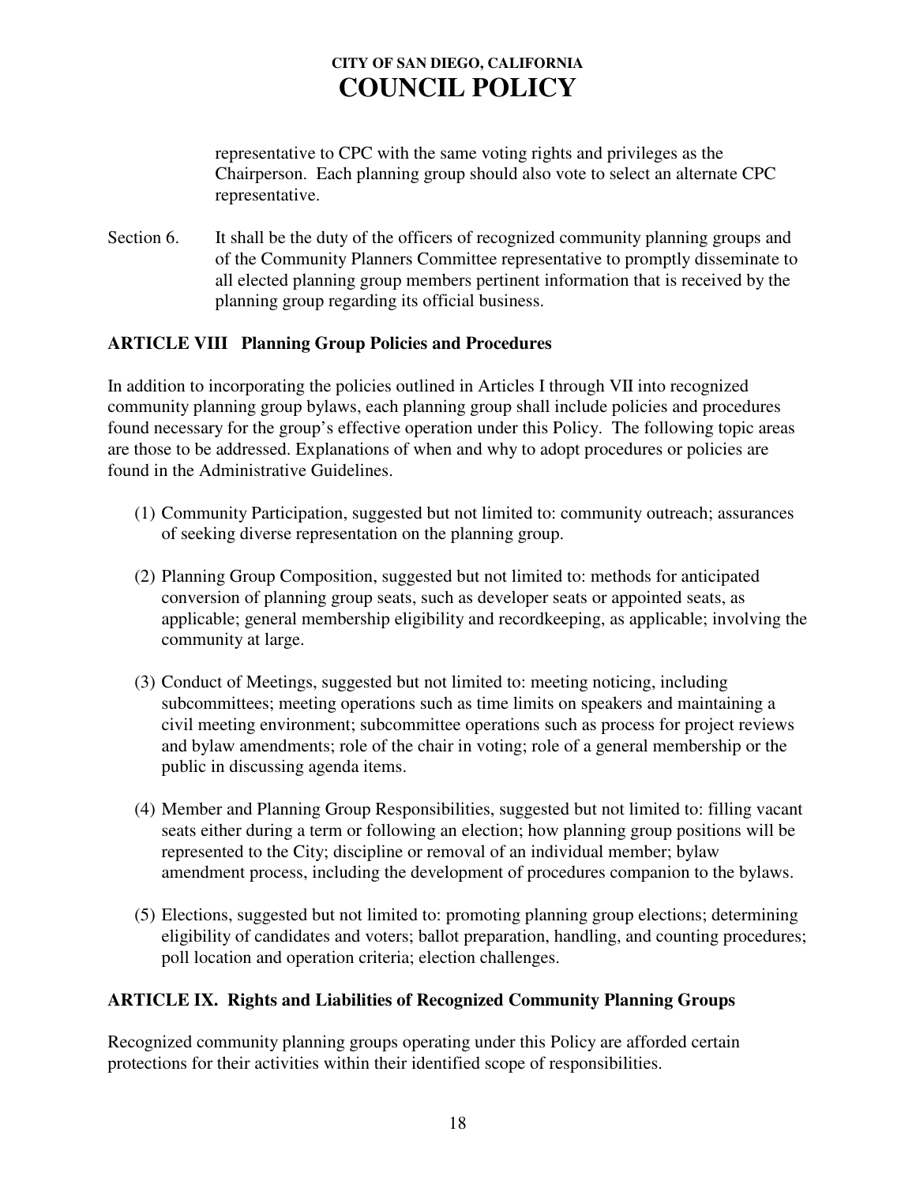representative to CPC with the same voting rights and privileges as the Chairperson. Each planning group should also vote to select an alternate CPC representative.

Section 6. It shall be the duty of the officers of recognized community planning groups and of the Community Planners Committee representative to promptly disseminate to all elected planning group members pertinent information that is received by the planning group regarding its official business.

## ARTICLE VIII Planning Group Policies and Procedures

In addition to incorporating the policies outlined in Articles I through VII into recognized community planning group bylaws, each planning group shall include policies and procedures found necessary for the group's effective operation under this Policy. The following topic areas are those to be addressed. Explanations of when and why to adopt procedures or policies are found in the Administrative Guidelines.

(1) Community Participation, suggested but not limited to: community outreach; assurances of seeking diverse representation on the planning group.

(2) Planning Group Composition, suggested but not limited to: methods for anticipated conversion of planning group seats, such as developer seats or appointed seats, as applicable; general membership eligibility and recordkeeping, as applicable; involving the community at large.

(3) Conduct of Meetings, suggested but not limited to: meeting noticing, including subcommittees; meeting operations such as time limits on speakers and maintaining a civil meeting environment; subcommittee operations such as process for project reviews and bylaw amendments; role of the chair in voting; role of a general membership or the public in discussing agenda items.

(4) Member and Planning Group Responsibilities, suggested but not limited to: filling vacant seats either during a term or following an election; how planning group positions will be represented to the City; discipline or removal of an individual member; bylaw amendment process, including the development of procedures companion to the bylaws.

(5) Elections, suggested but not limited to: promoting planning group elections; determining eligibility of candidates and voters; ballot preparation, handling, and counting procedures; poll location and operation criteria; election challenges.

## ARTICLE IX. Rights and Liabilities of Recognized Community Planning Groups

Recognized community planning groups operating under this Policy are afforded certain protections for their activities within their identified scope of responsibilities.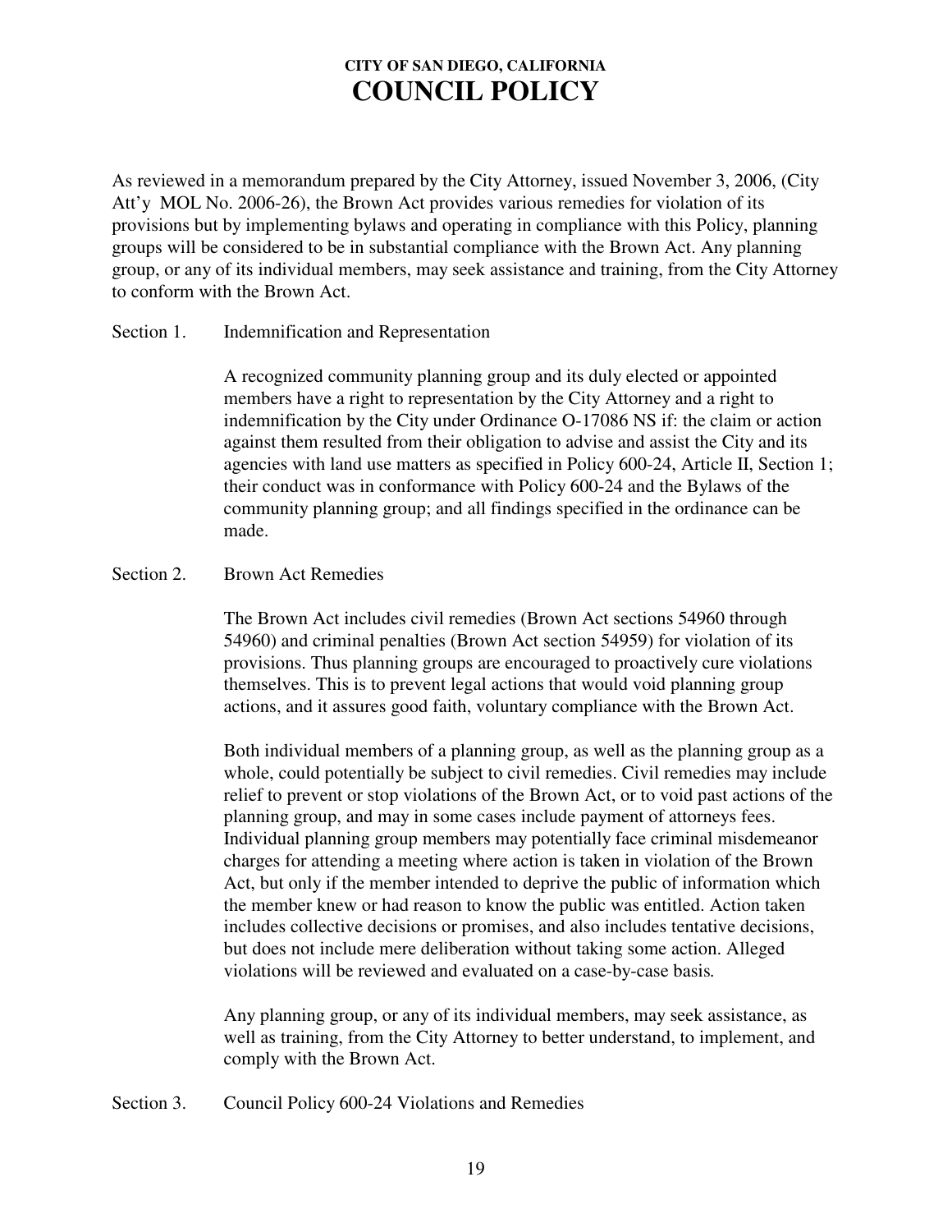# CITY OF SAN DIEGO, CALIFORNIA
# COUNCIL POLICY

As reviewed in a memorandum prepared by the City Attorney, issued November 3, 2006, (City Att'y MOL No. 2006-26), the Brown Act provides various remedies for violation of its provisions but by implementing bylaws and operating in compliance with this Policy, planning groups will be considered to be in substantial compliance with the Brown Act. Any planning group, or any of its individual members, may seek assistance and training, from the City Attorney to conform with the Brown Act.

Section 1. Indemnification and Representation

A recognized community planning group and its duly elected or appointed members have a right to representation by the City Attorney and a right to indemnification by the City under Ordinance O-17086 NS if: the claim or action against them resulted from their obligation to advise and assist the City and its agencies with land use matters as specified in Policy 600-24, Article II, Section 1; their conduct was in conformance with Policy 600-24 and the Bylaws of the community planning group; and all findings specified in the ordinance can be made.

Section 2. Brown Act Remedies

The Brown Act includes civil remedies (Brown Act sections 54960 through 54960) and criminal penalties (Brown Act section 54959) for violation of its provisions. Thus planning groups are encouraged to proactively cure violations themselves. This is to prevent legal actions that would void planning group actions, and it assures good faith, voluntary compliance with the Brown Act.

Both individual members of a planning group, as well as the planning group as a whole, could potentially be subject to civil remedies. Civil remedies may include relief to prevent or stop violations of the Brown Act, or to void past actions of the planning group, and may in some cases include payment of attorneys fees. Individual planning group members may potentially face criminal misdemeanor charges for attending a meeting where action is taken in violation of the Brown Act, but only if the member intended to deprive the public of information which the member knew or had reason to know the public was entitled. Action taken includes collective decisions or promises, and also includes tentative decisions, but does not include mere deliberation without taking some action. Alleged violations will be reviewed and evaluated on a case-by-case basis.

Any planning group, or any of its individual members, may seek assistance, as well as training, from the City Attorney to better understand, to implement, and comply with the Brown Act.

Section 3. Council Policy 600-24 Violations and Remedies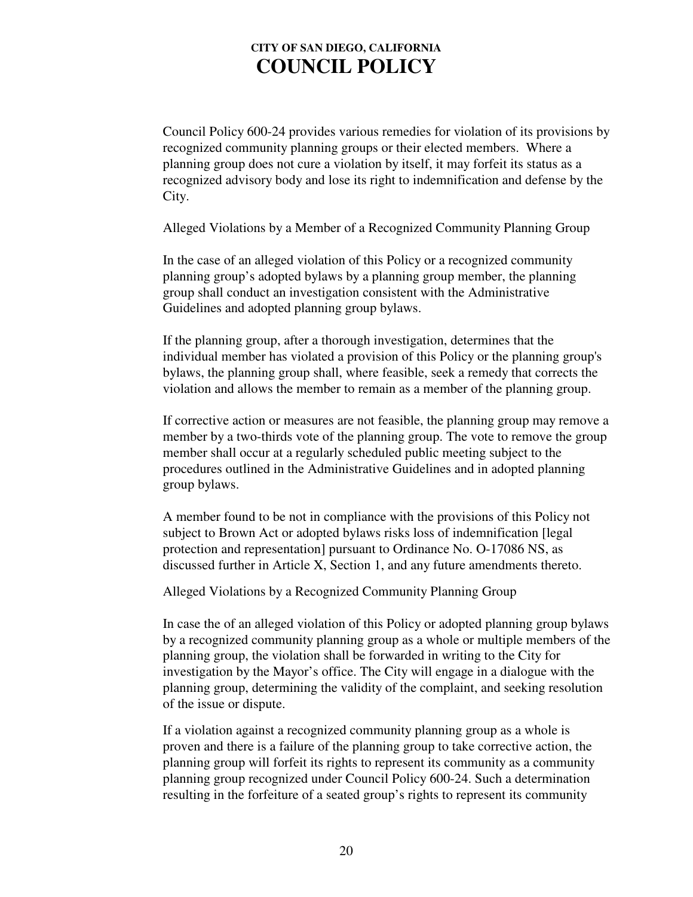Council Policy 600-24 provides various remedies for violation of its provisions by recognized community planning groups or their elected members. Where a planning group does not cure a violation by itself, it may forfeit its status as a recognized advisory body and lose its right to indemnification and defense by the City.

Alleged Violations by a Member of a Recognized Community Planning Group

In the case of an alleged violation of this Policy or a recognized community planning group's adopted bylaws by a planning group member, the planning group shall conduct an investigation consistent with the Administrative Guidelines and adopted planning group bylaws.

If the planning group, after a thorough investigation, determines that the individual member has violated a provision of this Policy or the planning group's bylaws, the planning group shall, where feasible, seek a remedy that corrects the violation and allows the member to remain as a member of the planning group.

If corrective action or measures are not feasible, the planning group may remove a member by a two-thirds vote of the planning group. The vote to remove the group member shall occur at a regularly scheduled public meeting subject to the procedures outlined in the Administrative Guidelines and in adopted planning group bylaws.

A member found to be not in compliance with the provisions of this Policy not subject to Brown Act or adopted bylaws risks loss of indemnification [legal protection and representation] pursuant to Ordinance No. O-17086 NS, as discussed further in Article X, Section 1, and any future amendments thereto.

Alleged Violations by a Recognized Community Planning Group

In case the of an alleged violation of this Policy or adopted planning group bylaws by a recognized community planning group as a whole or multiple members of the planning group, the violation shall be forwarded in writing to the City for investigation by the Mayor's office. The City will engage in a dialogue with the planning group, determining the validity of the complaint, and seeking resolution of the issue or dispute.

If a violation against a recognized community planning group as a whole is proven and there is a failure of the planning group to take corrective action, the planning group will forfeit its rights to represent its community as a community planning group recognized under Council Policy 600-24. Such a determination resulting in the forfeiture of a seated group's rights to represent its community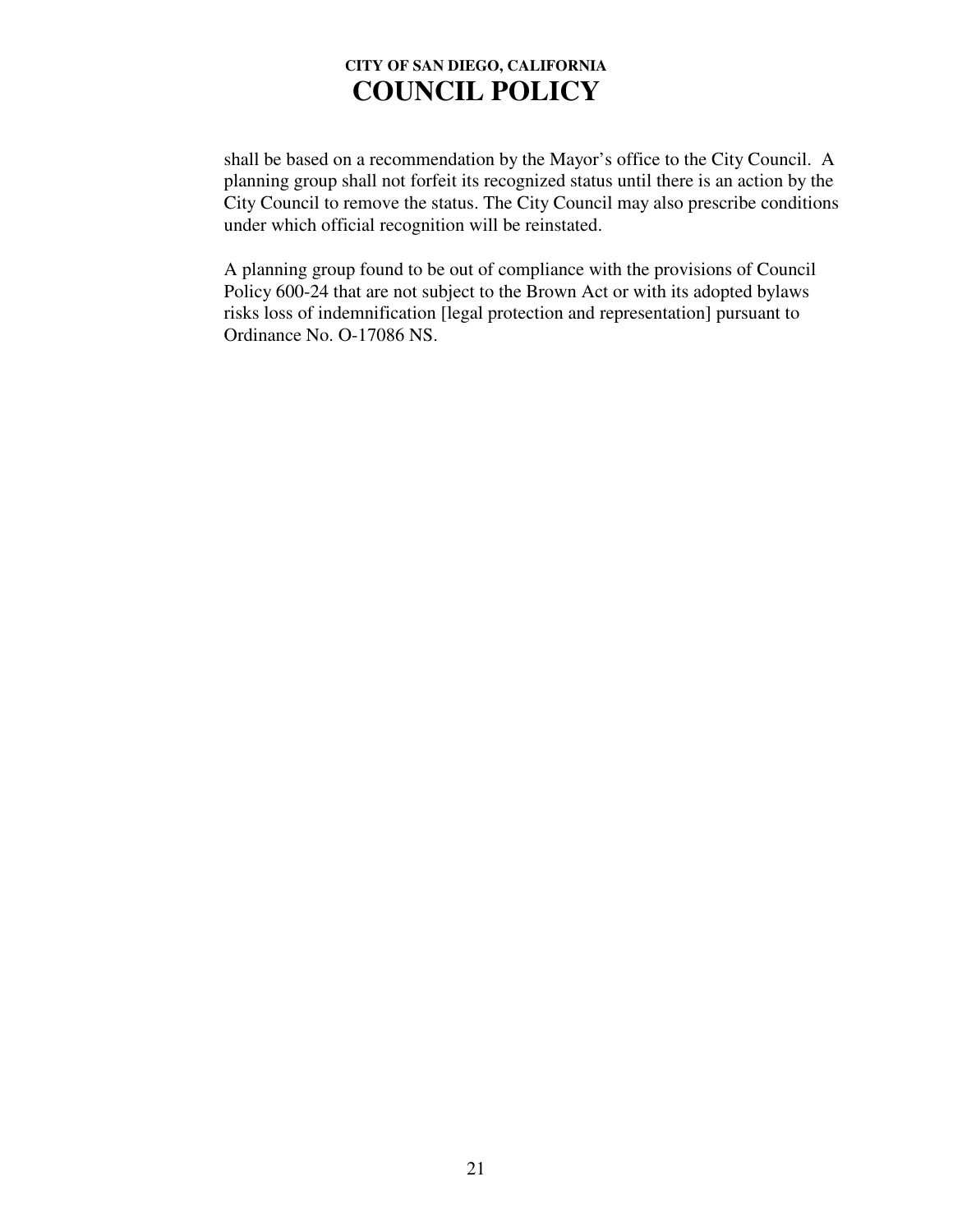shall be based on a recommendation by the Mayor's office to the City Council. A planning group shall not forfeit its recognized status until there is an action by the City Council to remove the status. The City Council may also prescribe conditions under which official recognition will be reinstated.

A planning group found to be out of compliance with the provisions of Council Policy 600-24 that are not subject to the Brown Act or with its adopted bylaws risks loss of indemnification [legal protection and representation] pursuant to Ordinance No. O-17086 NS.